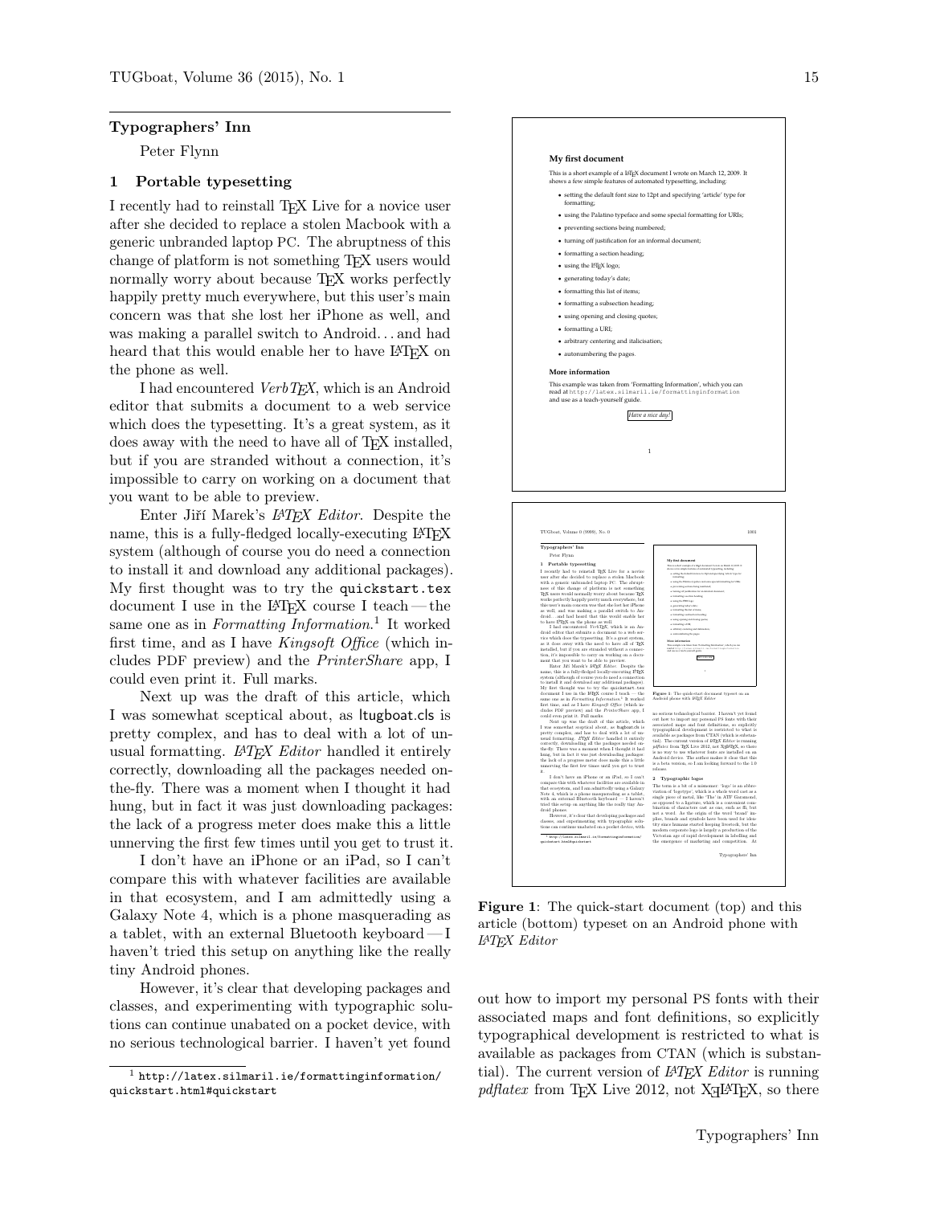## Typographers' Inn

Peter Flynn

### 1 Portable typesetting

I recently had to reinstall TeX Live for a novice user after she decided to replace a stolen Macbook with a generic unbranded laptop PC. The abruptness of this change of platform is not something TeX users would normally worry about because TeX works perfectly happily pretty much everywhere, but this user's main concern was that she lost her iPhone as well, and was making a parallel switch to Android… and had heard that this would enable her to have LaTeX on the phone as well.

I had encountered *VerbTeX*, which is an Android editor that submits a document to a web service which does the typesetting. It's a great system, as it does away with the need to have all of TeX installed, but if you are stranded without a connection, it's impossible to carry on working on a document that you want to be able to preview.

Enter Jiří Marek's *LaTeX Editor*. Despite the name, this is a fully-fledged locally-executing LaTeX system (although of course you do need a connection to install it and download any additional packages). My first thought was to try the `quickstart.tex` document I use in the LaTeX course I teach — the same one as in *Formatting Information*.[1] It worked first time, and as I have *Kingsoft Office* (which includes PDF preview) and the *PrinterShare* app, I could even print it. Full marks.

Next up was the draft of this article, which I was somewhat sceptical about, as ltugboat.cls is pretty complex, and has to deal with a lot of unusual formatting. *LaTeX Editor* handled it entirely correctly, downloading all the packages needed on-the-fly. There was a moment when I thought it had hung, but in fact it was just downloading packages: the lack of a progress meter does make this a little unnerving the first few times until you get to trust it.

I don't have an iPhone or an iPad, so I can't compare this with whatever facilities are available in that ecosystem, and I am admittedly using a Galaxy Note 4, which is a phone masquerading as a tablet, with an external Bluetooth keyboard — I haven't tried this setup on anything like the really tiny Android phones.

However, it's clear that developing packages and classes, and experimenting with typographic solutions can continue unabated on a pocket device, with no serious technological barrier. I haven't yet found out how to import my personal PS fonts with their associated maps and font definitions, so explicitly typographical development is restricted to what is available as packages from CTAN (which is substantial). The current version of *LaTeX Editor* is running *pdflatex* from TeX Live 2012, not XeLaTeX, so there

**Figure 1**: The quick-start document (top) and this article (bottom) typeset on an Android phone with *LaTeX Editor*

[1] `http://latex.silmaril.ie/formattinginformation/quickstart.html#quickstart`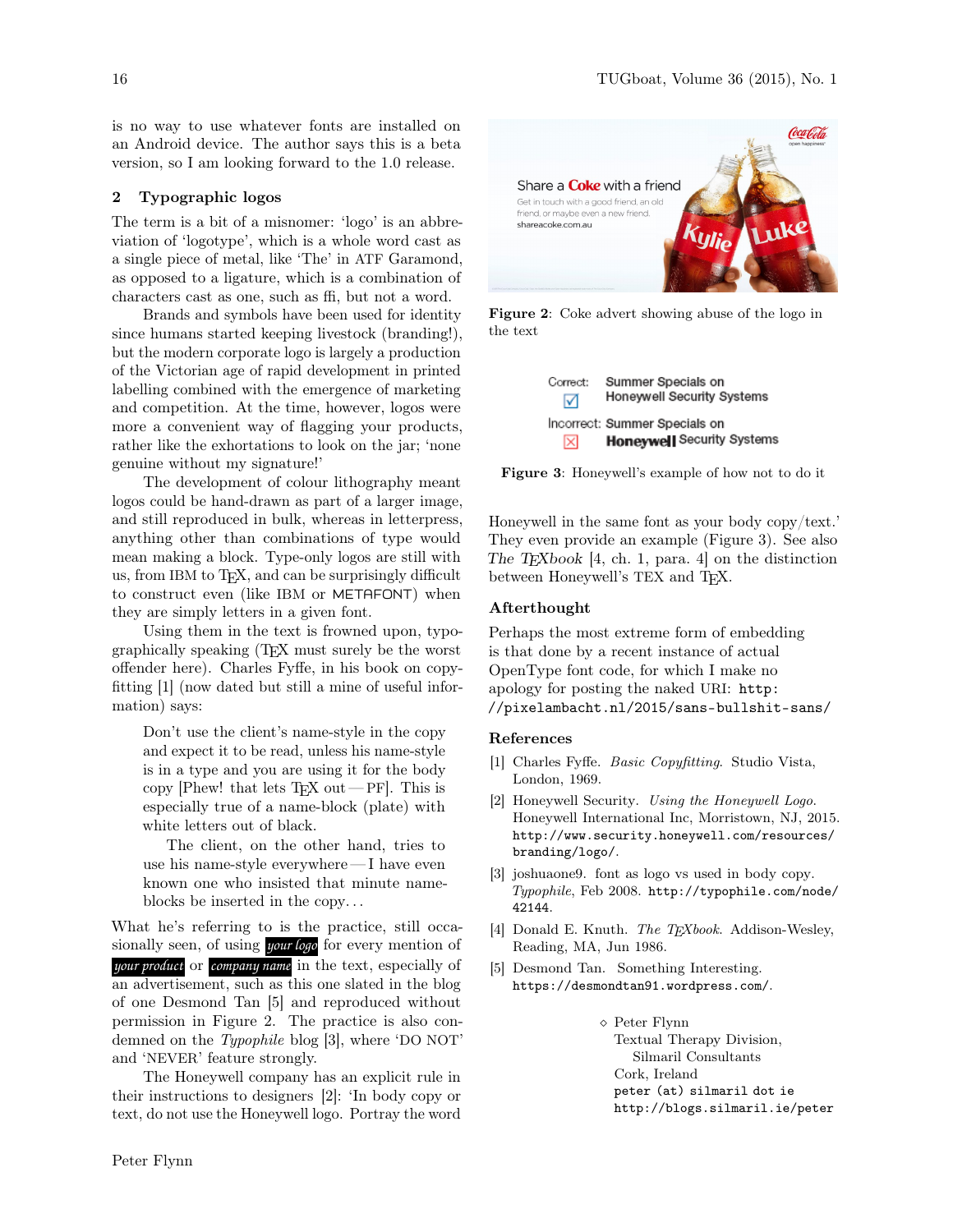is no way to use whatever fonts are installed on an Android device. The author says this is a beta version, so I am looking forward to the 1.0 release.

## 2 Typographic logos

The term is a bit of a misnomer: 'logo' is an abbreviation of 'logotype', which is a whole word cast as a single piece of metal, like 'The' in ATF Garamond, as opposed to a ligature, which is a combination of characters cast as one, such as ffi, but not a word.

Brands and symbols have been used for identity since humans started keeping livestock (branding!), but the modern corporate logo is largely a production of the Victorian age of rapid development in printed labelling combined with the emergence of marketing and competition. At the time, however, logos were more a convenient way of flagging your products, rather like the exhortations to look on the jar; 'none genuine without my signature!'

The development of colour lithography meant logos could be hand-drawn as part of a larger image, and still reproduced in bulk, whereas in letterpress, anything other than combinations of type would mean making a block. Type-only logos are still with us, from IBM to TEX, and can be surprisingly difficult to construct even (like IBM or METAFONT) when they are simply letters in a given font.

Using them in the text is frowned upon, typographically speaking (TEX must surely be the worst offender here). Charles Fyffe, in his book on copyfitting [1] (now dated but still a mine of useful information) says:

> Don't use the client's name-style in the copy and expect it to be read, unless his name-style is in a type and you are using it for the body copy [Phew! that lets TEX out — PF]. This is especially true of a name-block (plate) with white letters out of black.
>
> The client, on the other hand, tries to use his name-style everywhere — I have even known one who insisted that minute name-blocks be inserted in the copy. . .

What he's referring to is the practice, still occasionally seen, of using *your logo* for every mention of *your product* or *company name* in the text, especially of an advertisement, such as this one slated in the blog of one Desmond Tan [5] and reproduced without permission in Figure 2. The practice is also condemned on the *Typophile* blog [3], where 'DO NOT' and 'NEVER' feature strongly.

The Honeywell company has an explicit rule in their instructions to designers [2]: 'In body copy or text, do not use the Honeywell logo. Portray the word Honeywell in the same font as your body copy/text.' They even provide an example (Figure 3). See also *The TEXbook* [4, ch. 1, para. 4] on the distinction between Honeywell's TEX and TEX.

Share a Coke with a friend

Get in touch with a good friend, an old friend, or maybe even a new friend.

shareacoke.com.au

Kylie

Luke

**Figure 2**: Coke advert showing abuse of the logo in the text

Correct: Summer Specials on Honeywell Security Systems

Incorrect: Summer Specials on Honeywell Security Systems

**Figure 3**: Honeywell's example of how not to do it

### Afterthought

Perhaps the most extreme form of embedding is that done by a recent instance of actual OpenType font code, for which I make no apology for posting the naked URI: `http://pixelambacht.nl/2015/sans-bullshit-sans/`

### References

[1] Charles Fyffe. *Basic Copyfitting*. Studio Vista, London, 1969.

[2] Honeywell Security. *Using the Honeywell Logo*. Honeywell International Inc, Morristown, NJ, 2015. `http://www.security.honeywell.com/resources/branding/logo/`.

[3] joshuaone9. font as logo vs used in body copy. *Typophile*, Feb 2008. `http://typophile.com/node/42144`.

[4] Donald E. Knuth. *The TEXbook*. Addison-Wesley, Reading, MA, Jun 1986.

[5] Desmond Tan. Something Interesting. `https://desmondtan91.wordpress.com/`.

◇ Peter Flynn
Textual Therapy Division,
Silmaril Consultants
Cork, Ireland
`peter (at) silmaril dot ie`
`http://blogs.silmaril.ie/peter`